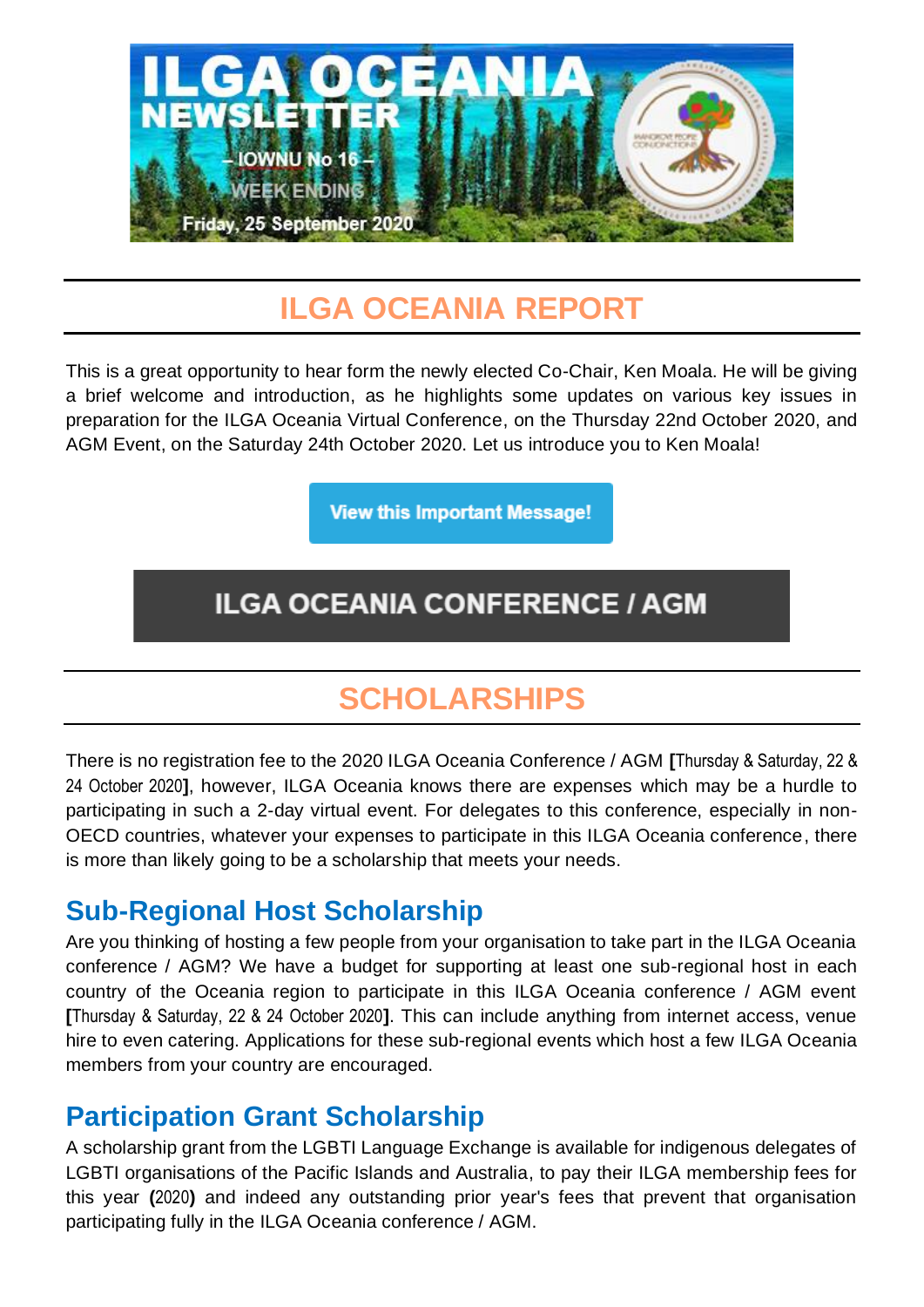# ILGA OCEANIA NEWSLETTER

– IOWNU No 16 –

WEEK ENDING

Friday, 25 September 2020

## ILGA OCEANIA REPORT

This is a great opportunity to hear form the newly elected Co-Chair, Ken Moala. He will be giving a brief welcome and introduction, as he highlights some updates on various key issues in preparation for the ILGA Oceania Virtual Conference, on the Thursday 22nd October 2020, and AGM Event, on the Saturday 24th October 2020. Let us introduce you to Ken Moala!

**View this Important Message!**

## ILGA OCEANIA CONFERENCE / AGM

## SCHOLARSHIPS

There is no registration fee to the 2020 ILGA Oceania Conference / AGM **[**Thursday & Saturday, 22 & 24 October 2020**]**, however, ILGA Oceania knows there are expenses which may be a hurdle to participating in such a 2-day virtual event. For delegates to this conference, especially in non-OECD countries, whatever your expenses to participate in this ILGA Oceania conference, there is more than likely going to be a scholarship that meets your needs.

### Sub-Regional Host Scholarship

Are you thinking of hosting a few people from your organisation to take part in the ILGA Oceania conference / AGM? We have a budget for supporting at least one sub-regional host in each country of the Oceania region to participate in this ILGA Oceania conference / AGM event **[**Thursday & Saturday, 22 & 24 October 2020**]**. This can include anything from internet access, venue hire to even catering. Applications for these sub-regional events which host a few ILGA Oceania members from your country are encouraged.

### Participation Grant Scholarship

A scholarship grant from the LGBTI Language Exchange is available for indigenous delegates of LGBTI organisations of the Pacific Islands and Australia, to pay their ILGA membership fees for this year **(**2020**)** and indeed any outstanding prior year's fees that prevent that organisation participating fully in the ILGA Oceania conference / AGM.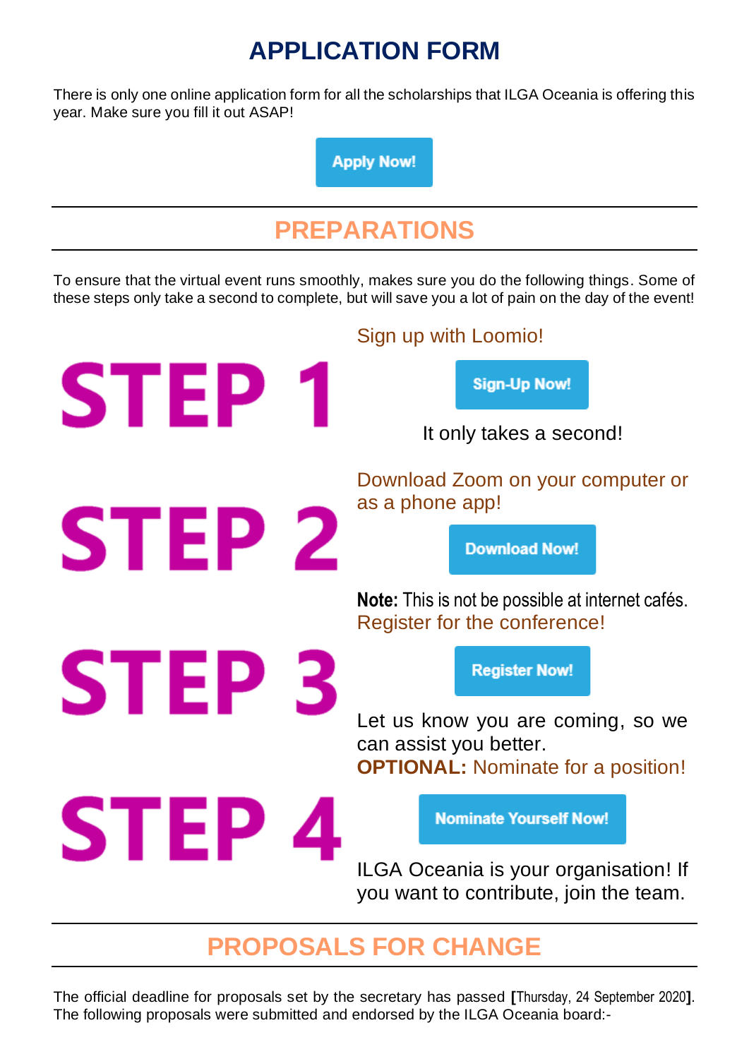# APPLICATION FORM

There is only one online application form for all the scholarships that ILGA Oceania is offering this year. Make sure you fill it out ASAP!

Apply Now!

---

## PREPARATIONS

---

To ensure that the virtual event runs smoothly, makes sure you do the following things. Some of these steps only take a second to complete, but will save you a lot of pain on the day of the event!

### STEP 1

Sign up with Loomio!

Sign-Up Now!

It only takes a second!

### STEP 2

Download Zoom on your computer or as a phone app!

Download Now!

**Note:** This is not be possible at internet cafés.

### STEP 3

Register for the conference!

Register Now!

Let us know you are coming, so we can assist you better.

### STEP 4

**OPTIONAL:** Nominate for a position!

Nominate Yourself Now!

ILGA Oceania is your organisation! If you want to contribute, join the team.

---

## PROPOSALS FOR CHANGE

---

The official deadline for proposals set by the secretary has passed **[**Thursday, 24 September 2020**]**. The following proposals were submitted and endorsed by the ILGA Oceania board:-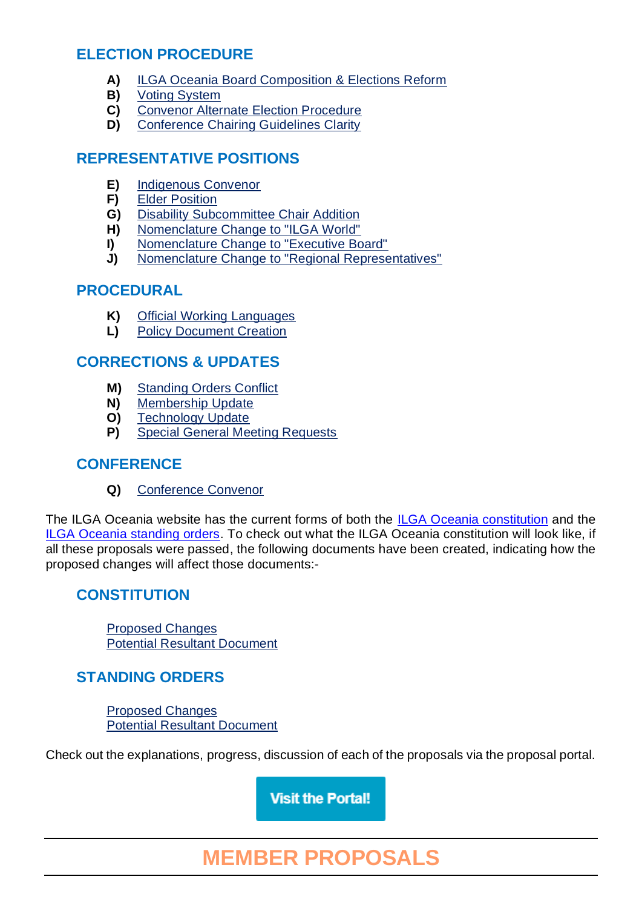## ELECTION PROCEDURE

- **A)** ILGA Oceania Board Composition & Elections Reform
- **B)** Voting System
- **C)** Convenor Alternate Election Procedure
- **D)** Conference Chairing Guidelines Clarity

## REPRESENTATIVE POSITIONS

- **E)** Indigenous Convenor
- **F)** Elder Position
- **G)** Disability Subcommittee Chair Addition
- **H)** Nomenclature Change to "ILGA World"
- **I)** Nomenclature Change to "Executive Board"
- **J)** Nomenclature Change to "Regional Representatives"

## PROCEDURAL

- **K)** Official Working Languages
- **L)** Policy Document Creation

## CORRECTIONS & UPDATES

- **M)** Standing Orders Conflict
- **N)** Membership Update
- **O)** Technology Update
- **P)** Special General Meeting Requests

## CONFERENCE

- **Q)** Conference Convenor

The ILGA Oceania website has the current forms of both the ILGA Oceania constitution and the ILGA Oceania standing orders. To check out what the ILGA Oceania constitution will look like, if all these proposals were passed, the following documents have been created, indicating how the proposed changes will affect those documents:-

## CONSTITUTION

Proposed Changes
Potential Resultant Document

## STANDING ORDERS

Proposed Changes
Potential Resultant Document

Check out the explanations, progress, discussion of each of the proposals via the proposal portal.

**Visit the Portal!**

---

# MEMBER PROPOSALS

---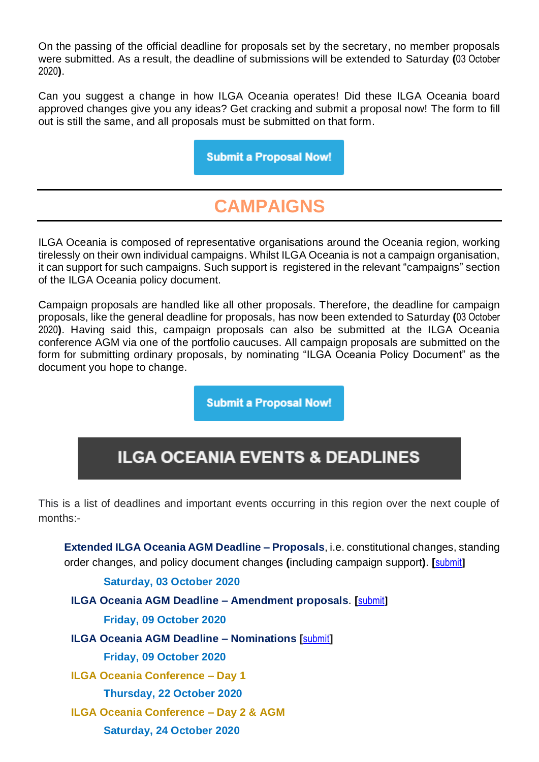On the passing of the official deadline for proposals set by the secretary, no member proposals were submitted. As a result, the deadline of submissions will be extended to Saturday **(**03 October 2020**)**.

Can you suggest a change in how ILGA Oceania operates! Did these ILGA Oceania board approved changes give you any ideas? Get cracking and submit a proposal now! The form to fill out is still the same, and all proposals must be submitted on that form.

**Submit a Proposal Now!**

## CAMPAIGNS

ILGA Oceania is composed of representative organisations around the Oceania region, working tirelessly on their own individual campaigns. Whilst ILGA Oceania is not a campaign organisation, it can support for such campaigns. Such support is registered in the relevant "campaigns" section of the ILGA Oceania policy document.

Campaign proposals are handled like all other proposals. Therefore, the deadline for campaign proposals, like the general deadline for proposals, has now been extended to Saturday **(**03 October 2020**)**. Having said this, campaign proposals can also be submitted at the ILGA Oceania conference AGM via one of the portfolio caucuses. All campaign proposals are submitted on the form for submitting ordinary proposals, by nominating "ILGA Oceania Policy Document" as the document you hope to change.

**Submit a Proposal Now!**

## ILGA OCEANIA EVENTS & DEADLINES

This is a list of deadlines and important events occurring in this region over the next couple of months:-

**Extended ILGA Oceania AGM Deadline – Proposals**, i.e. constitutional changes, standing order changes, and policy document changes **(**including campaign support**)**. **[**submit**]**

**Saturday, 03 October 2020**

**ILGA Oceania AGM Deadline – Amendment proposals**. **[**submit**]**

**Friday, 09 October 2020**

**ILGA Oceania AGM Deadline – Nominations [**submit**]**

**Friday, 09 October 2020**

**ILGA Oceania Conference – Day 1**

**Thursday, 22 October 2020**

**ILGA Oceania Conference – Day 2 & AGM**

**Saturday, 24 October 2020**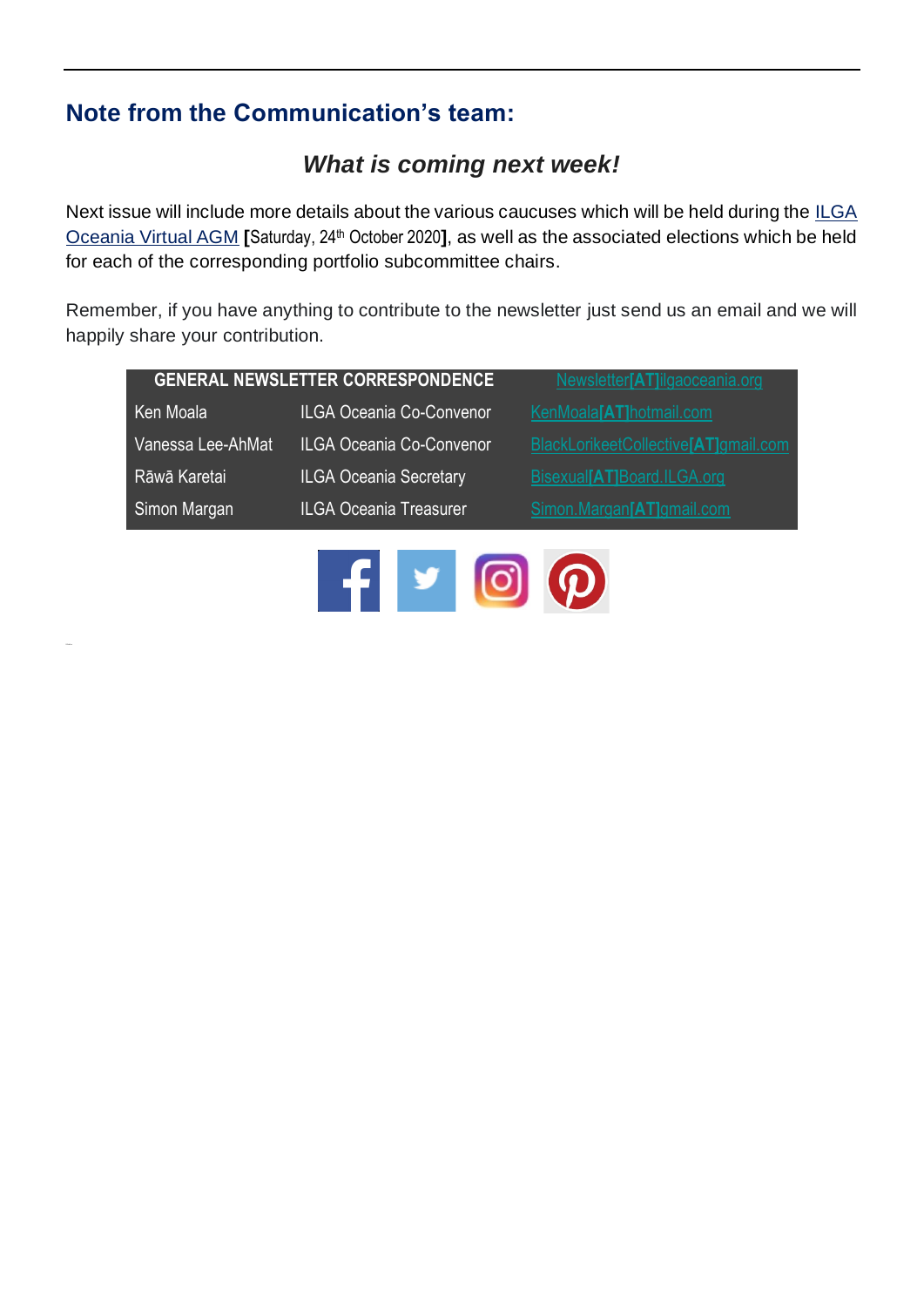## Note from the Communication's team:

### *What is coming next week!*

Next issue will include more details about the various caucuses which will be held during the ILGA Oceania Virtual AGM **[**Saturday, 24th October 2020**]**, as well as the associated elections which be held for each of the corresponding portfolio subcommittee chairs.

Remember, if you have anything to contribute to the newsletter just send us an email and we will happily share your contribution.

| | | |
|---|---|---|
| **GENERAL NEWSLETTER CORRESPONDENCE** | | Newsletter**[AT]**ilgaoceania.org |
| Ken Moala | ILGA Oceania Co-Convenor | KenMoala**[AT]**hotmail.com |
| Vanessa Lee-AhMat | ILGA Oceania Co-Convenor | BlackLorikeetCollective**[AT]**gmail.com |
| Rāwā Karetai | ILGA Oceania Secretary | Bisexual**[AT]**Board.ILGA.org |
| Simon Margan | ILGA Oceania Treasurer | Simon.Margan**[AT]**gmail.com |